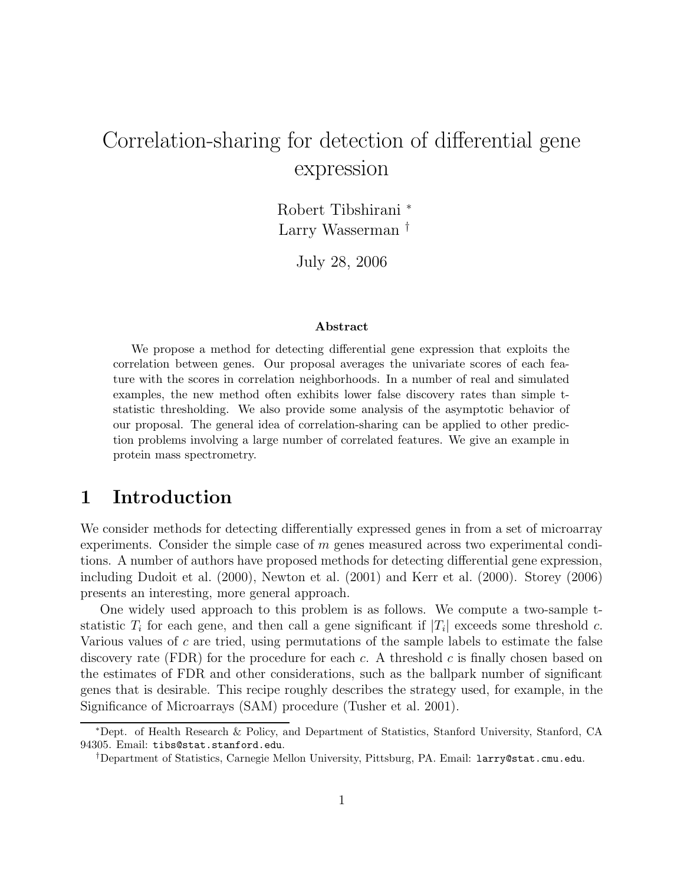# Correlation-sharing for detection of differential gene expression

Robert Tibshirani *
Larry Wasserman †

July 28, 2006

### Abstract

We propose a method for detecting differential gene expression that exploits the correlation between genes. Our proposal averages the univariate scores of each feature with the scores in correlation neighborhoods. In a number of real and simulated examples, the new method often exhibits lower false discovery rates than simple t-statistic thresholding. We also provide some analysis of the asymptotic behavior of our proposal. The general idea of correlation-sharing can be applied to other prediction problems involving a large number of correlated features. We give an example in protein mass spectrometry.

## 1 Introduction

We consider methods for detecting differentially expressed genes in from a set of microarray experiments. Consider the simple case of $m$ genes measured across two experimental conditions. A number of authors have proposed methods for detecting differential gene expression, including Dudoit et al. (2000), Newton et al. (2001) and Kerr et al. (2000). Storey (2006) presents an interesting, more general approach.

One widely used approach to this problem is as follows. We compute a two-sample t-statistic $T_i$ for each gene, and then call a gene significant if $|T_i|$ exceeds some threshold $c$. Various values of $c$ are tried, using permutations of the sample labels to estimate the false discovery rate (FDR) for the procedure for each $c$. A threshold $c$ is finally chosen based on the estimates of FDR and other considerations, such as the ballpark number of significant genes that is desirable. This recipe roughly describes the strategy used, for example, in the Significance of Microarrays (SAM) procedure (Tusher et al. 2001).

*Dept. of Health Research & Policy, and Department of Statistics, Stanford University, Stanford, CA 94305. Email: tibs@stat.stanford.edu.

†Department of Statistics, Carnegie Mellon University, Pittsburg, PA. Email: larry@stat.cmu.edu.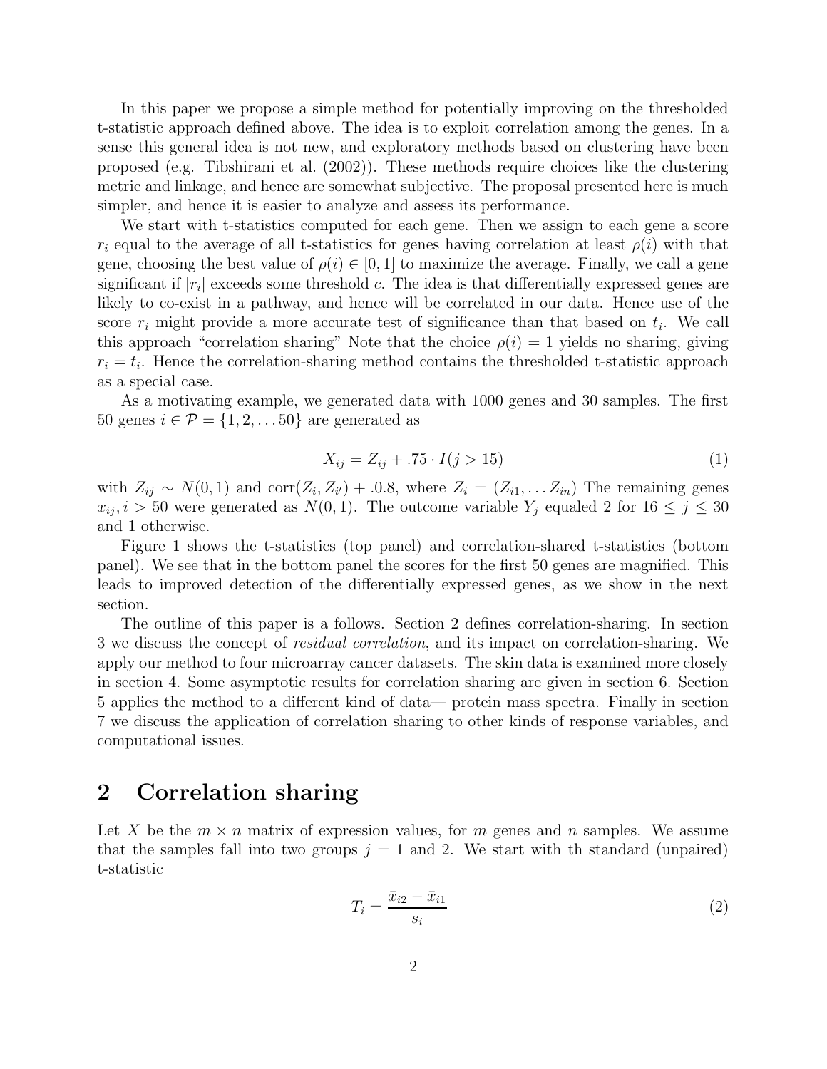In this paper we propose a simple method for potentially improving on the thresholded t-statistic approach defined above. The idea is to exploit correlation among the genes. In a sense this general idea is not new, and exploratory methods based on clustering have been proposed (e.g. Tibshirani et al. (2002)). These methods require choices like the clustering metric and linkage, and hence are somewhat subjective. The proposal presented here is much simpler, and hence it is easier to analyze and assess its performance.

We start with t-statistics computed for each gene. Then we assign to each gene a score $r_i$ equal to the average of all t-statistics for genes having correlation at least $\rho(i)$ with that gene, choosing the best value of $\rho(i) \in [0, 1]$ to maximize the average. Finally, we call a gene significant if $|r_i|$ exceeds some threshold $c$. The idea is that differentially expressed genes are likely to co-exist in a pathway, and hence will be correlated in our data. Hence use of the score $r_i$ might provide a more accurate test of significance than that based on $t_i$. We call this approach "correlation sharing" Note that the choice $\rho(i) = 1$ yields no sharing, giving $r_i = t_i$. Hence the correlation-sharing method contains the thresholded t-statistic approach as a special case.

As a motivating example, we generated data with 1000 genes and 30 samples. The first 50 genes $i \in \mathcal{P} = \{1, 2, \ldots 50\}$ are generated as

$$X_{ij} = Z_{ij} + .75 \cdot I(j > 15) \tag{1}$$

with $Z_{ij} \sim N(0, 1)$ and $\mathrm{corr}(Z_i, Z_{i'}) + .0.8$, where $Z_i = (Z_{i1}, \ldots Z_{in})$ The remaining genes $x_{ij}, i > 50$ were generated as $N(0, 1)$. The outcome variable $Y_j$ equaled 2 for $16 \leq j \leq 30$ and 1 otherwise.

Figure 1 shows the t-statistics (top panel) and correlation-shared t-statistics (bottom panel). We see that in the bottom panel the scores for the first 50 genes are magnified. This leads to improved detection of the differentially expressed genes, as we show in the next section.

The outline of this paper is a follows. Section 2 defines correlation-sharing. In section 3 we discuss the concept of *residual correlation*, and its impact on correlation-sharing. We apply our method to four microarray cancer datasets. The skin data is examined more closely in section 4. Some asymptotic results for correlation sharing are given in section 6. Section 5 applies the method to a different kind of data— protein mass spectra. Finally in section 7 we discuss the application of correlation sharing to other kinds of response variables, and computational issues.

## 2 Correlation sharing

Let $X$ be the $m \times n$ matrix of expression values, for $m$ genes and $n$ samples. We assume that the samples fall into two groups $j = 1$ and 2. We start with th standard (unpaired) t-statistic

$$T_i = \frac{\bar{x}_{i2} - \bar{x}_{i1}}{s_i} \tag{2}$$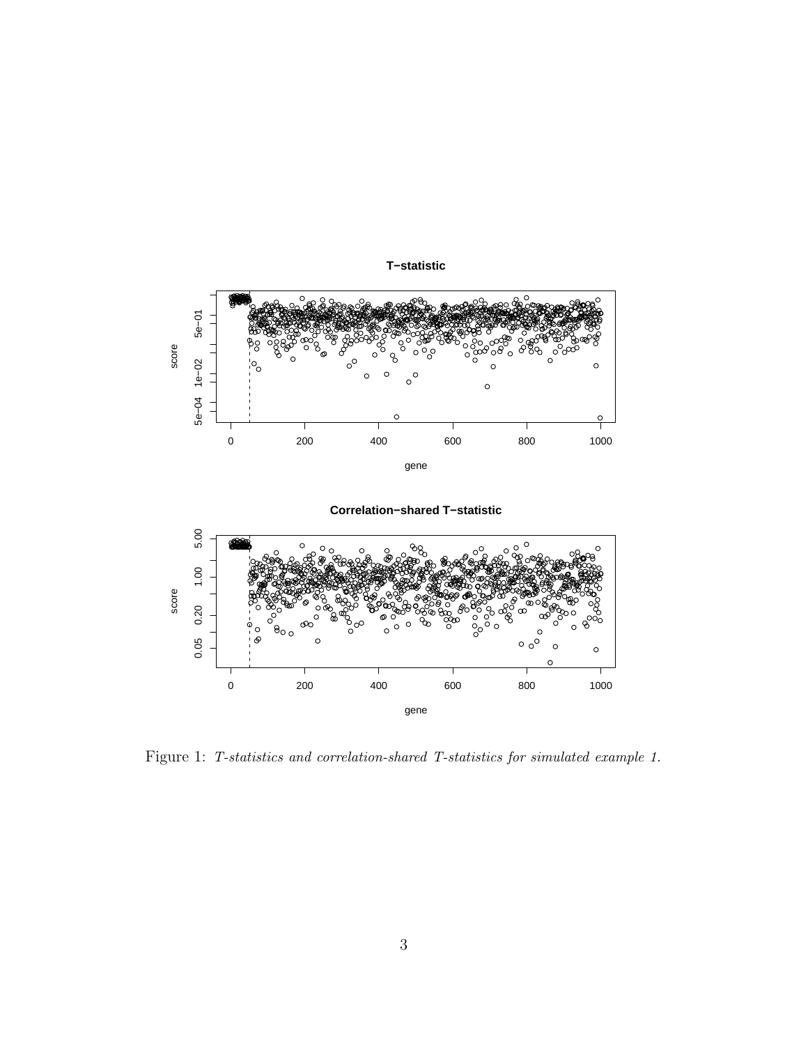Figure 1: *T-statistics and correlation-shared T-statistics for simulated example 1.*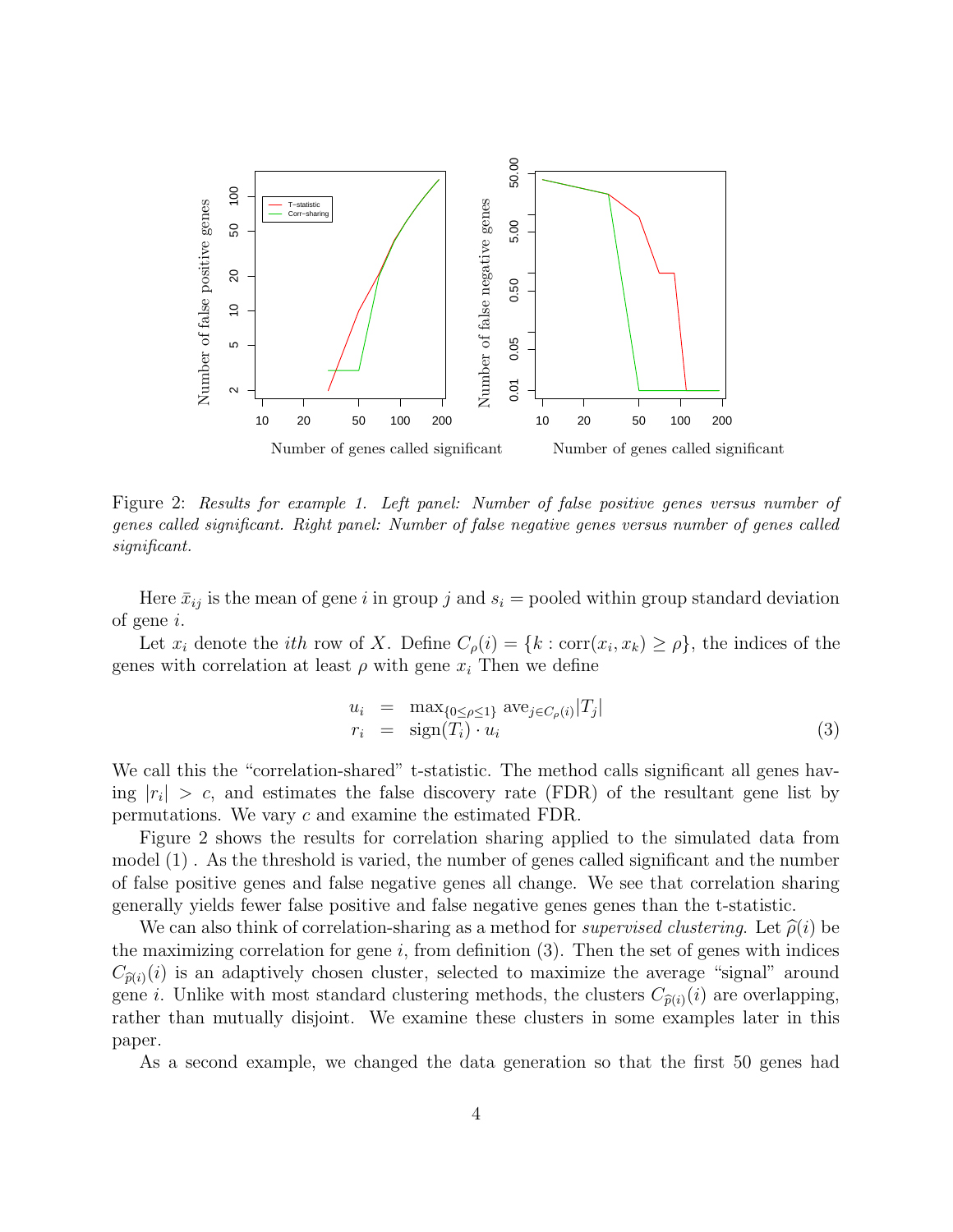Figure 2: *Results for example 1. Left panel: Number of false positive genes versus number of genes called significant. Right panel: Number of false negative genes versus number of genes called significant.*

Here $\bar{x}_{ij}$ is the mean of gene $i$ in group $j$ and $s_i$ = pooled within group standard deviation of gene $i$.

Let $x_i$ denote the $ith$ row of $X$. Define $C_\rho(i) = \{k : \text{corr}(x_i, x_k) \geq \rho\}$, the indices of the genes with correlation at least $\rho$ with gene $x_i$ Then we define

$$
\begin{aligned}
u_i &= \max_{\{0 \leq \rho \leq 1\}} \text{ave}_{j \in C_\rho(i)} |T_j| \\
r_i &= \text{sign}(T_i) \cdot u_i
\end{aligned}
\tag{3}
$$

We call this the "correlation-shared" t-statistic. The method calls significant all genes having $|r_i| > c$, and estimates the false discovery rate (FDR) of the resultant gene list by permutations. We vary $c$ and examine the estimated FDR.

Figure 2 shows the results for correlation sharing applied to the simulated data from model (1) . As the threshold is varied, the number of genes called significant and the number of false positive genes and false negative genes all change. We see that correlation sharing generally yields fewer false positive and false negative genes genes than the t-statistic.

We can also think of correlation-sharing as a method for *supervised clustering*. Let $\widehat{\rho}(i)$ be the maximizing correlation for gene $i$, from definition (3). Then the set of genes with indices $C_{\widehat{\rho}(i)}(i)$ is an adaptively chosen cluster, selected to maximize the average "signal" around gene $i$. Unlike with most standard clustering methods, the clusters $C_{\widehat{\rho}(i)}(i)$ are overlapping, rather than mutually disjoint. We examine these clusters in some examples later in this paper.

As a second example, we changed the data generation so that the first 50 genes had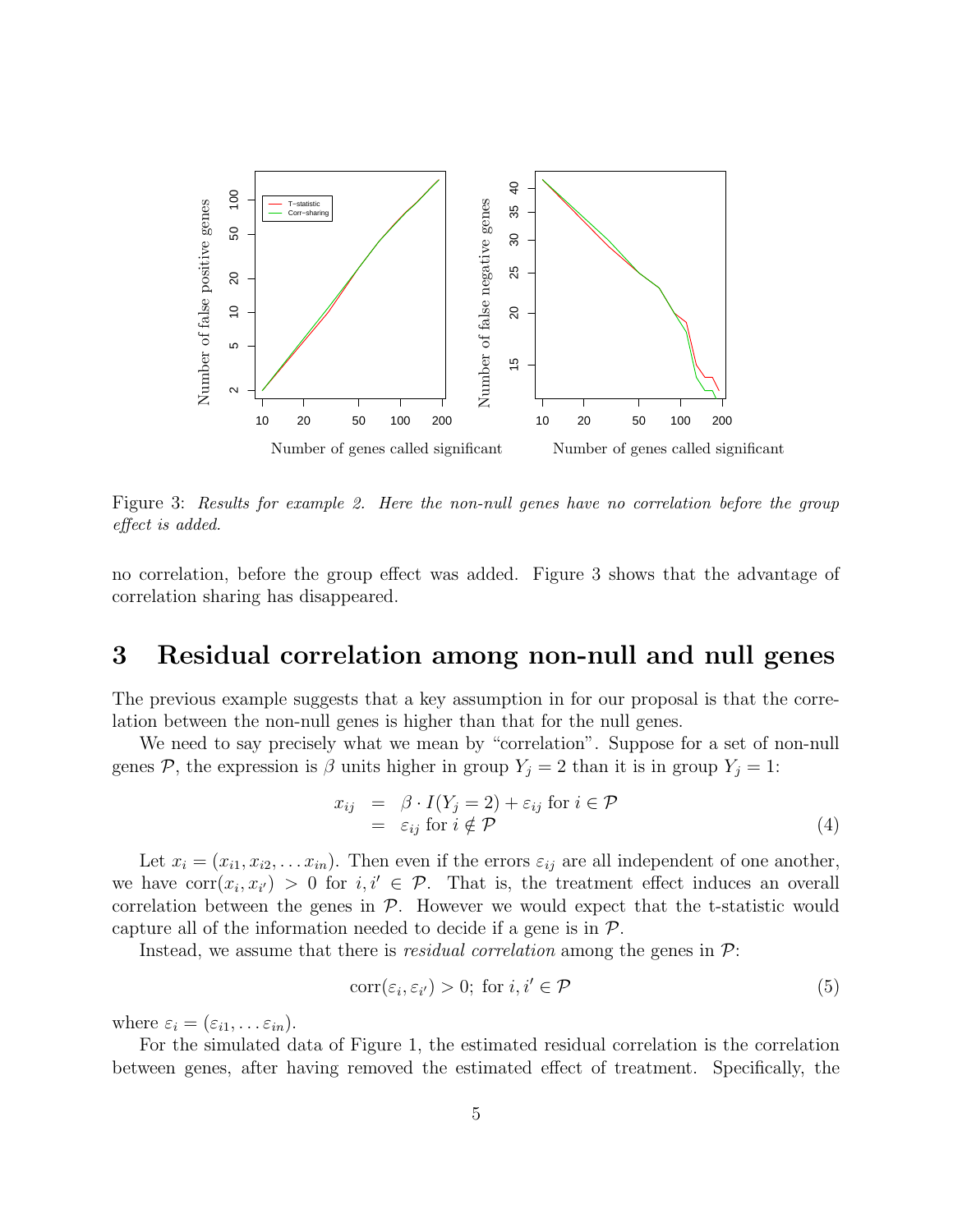Figure 3: *Results for example 2. Here the non-null genes have no correlation before the group effect is added.*

no correlation, before the group effect was added. Figure 3 shows that the advantage of correlation sharing has disappeared.

## 3 Residual correlation among non-null and null genes

The previous example suggests that a key assumption in for our proposal is that the correlation between the non-null genes is higher than that for the null genes.

We need to say precisely what we mean by "correlation". Suppose for a set of non-null genes $\mathcal{P}$, the expression is $\beta$ units higher in group $Y_j = 2$ than it is in group $Y_j = 1$:

$$
\begin{aligned}
x_{ij} &= \beta \cdot I(Y_j = 2) + \varepsilon_{ij} \text{ for } i \in \mathcal{P} \\
&= \varepsilon_{ij} \text{ for } i \notin \mathcal{P}
\end{aligned}
\tag{4}
$$

Let $x_i = (x_{i1}, x_{i2}, \ldots x_{in})$. Then even if the errors $\varepsilon_{ij}$ are all independent of one another, we have $\text{corr}(x_i, x_{i'}) > 0$ for $i, i' \in \mathcal{P}$. That is, the treatment effect induces an overall correlation between the genes in $\mathcal{P}$. However we would expect that the t-statistic would capture all of the information needed to decide if a gene is in $\mathcal{P}$.

Instead, we assume that there is *residual correlation* among the genes in $\mathcal{P}$:

$$
\text{corr}(\varepsilon_i, \varepsilon_{i'}) > 0; \text{ for } i, i' \in \mathcal{P} \tag{5}
$$

where $\varepsilon_i = (\varepsilon_{i1}, \ldots \varepsilon_{in})$.

For the simulated data of Figure 1, the estimated residual correlation is the correlation between genes, after having removed the estimated effect of treatment. Specifically, the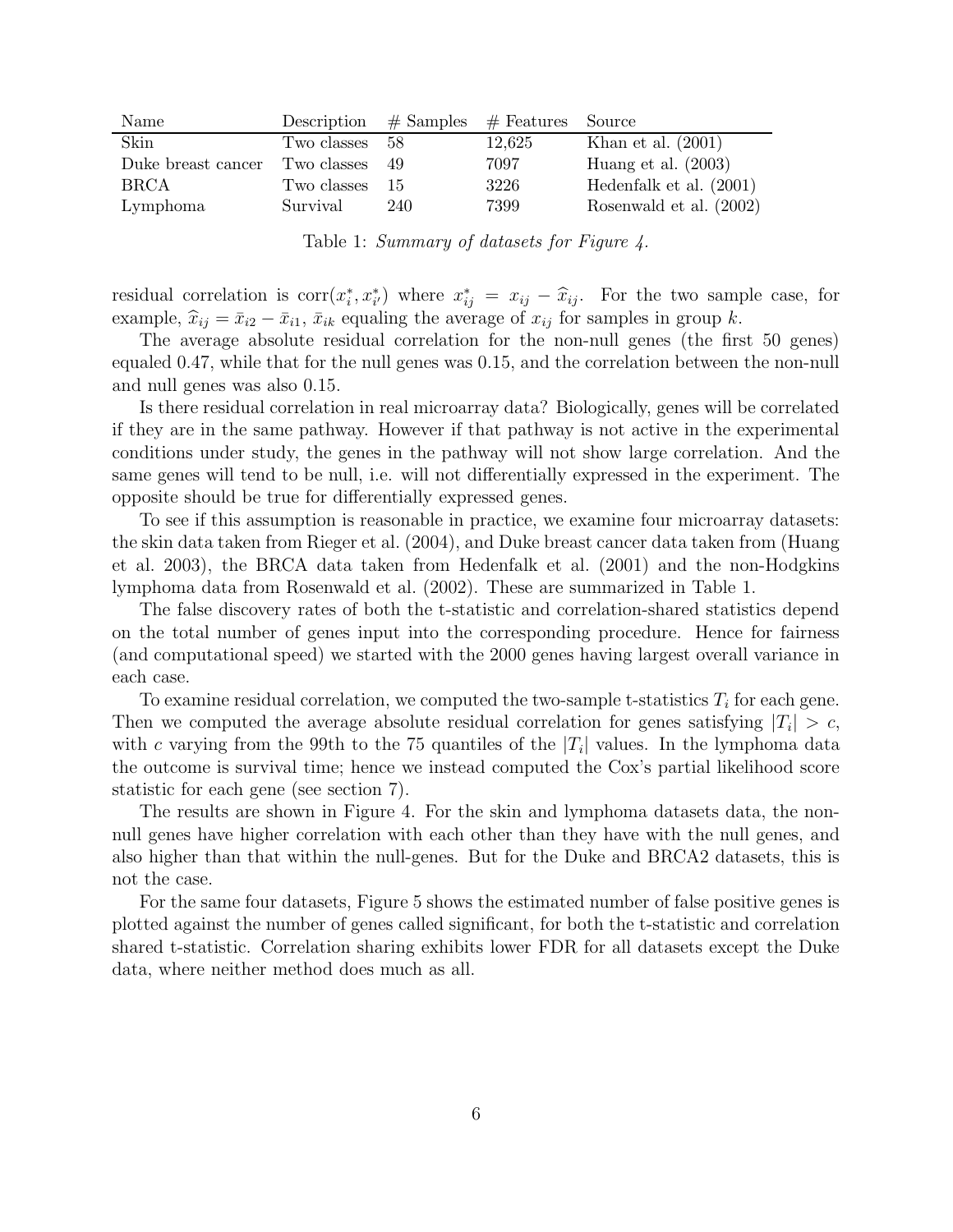| Name | Description | # Samples | # Features | Source |
| --- | --- | --- | --- | --- |
| Skin | Two classes | 58 | 12,625 | Khan et al. (2001) |
| Duke breast cancer | Two classes | 49 | 7097 | Huang et al. (2003) |
| BRCA | Two classes | 15 | 3226 | Hedenfalk et al. (2001) |
| Lymphoma | Survival | 240 | 7399 | Rosenwald et al. (2002) |

Table 1: *Summary of datasets for Figure 4.*

residual correlation is $\mathrm{corr}(x_i^*, x_{i'}^*)$ where $x_{ij}^* = x_{ij} - \widehat{x}_{ij}$. For the two sample case, for example, $\widehat{x}_{ij} = \bar{x}_{i2} - \bar{x}_{i1}$, $\bar{x}_{ik}$ equaling the average of $x_{ij}$ for samples in group $k$.

The average absolute residual correlation for the non-null genes (the first 50 genes) equaled 0.47, while that for the null genes was 0.15, and the correlation between the non-null and null genes was also 0.15.

Is there residual correlation in real microarray data? Biologically, genes will be correlated if they are in the same pathway. However if that pathway is not active in the experimental conditions under study, the genes in the pathway will not show large correlation. And the same genes will tend to be null, i.e. will not differentially expressed in the experiment. The opposite should be true for differentially expressed genes.

To see if this assumption is reasonable in practice, we examine four microarray datasets: the skin data taken from Rieger et al. (2004), and Duke breast cancer data taken from (Huang et al. 2003), the BRCA data taken from Hedenfalk et al. (2001) and the non-Hodgkins lymphoma data from Rosenwald et al. (2002). These are summarized in Table 1.

The false discovery rates of both the t-statistic and correlation-shared statistics depend on the total number of genes input into the corresponding procedure. Hence for fairness (and computational speed) we started with the 2000 genes having largest overall variance in each case.

To examine residual correlation, we computed the two-sample t-statistics $T_i$ for each gene. Then we computed the average absolute residual correlation for genes satisfying $|T_i| > c$, with $c$ varying from the 99th to the 75 quantiles of the $|T_i|$ values. In the lymphoma data the outcome is survival time; hence we instead computed the Cox's partial likelihood score statistic for each gene (see section 7).

The results are shown in Figure 4. For the skin and lymphoma datasets data, the non-null genes have higher correlation with each other than they have with the null genes, and also higher than that within the null-genes. But for the Duke and BRCA2 datasets, this is not the case.

For the same four datasets, Figure 5 shows the estimated number of false positive genes is plotted against the number of genes called significant, for both the t-statistic and correlation shared t-statistic. Correlation sharing exhibits lower FDR for all datasets except the Duke data, where neither method does much as all.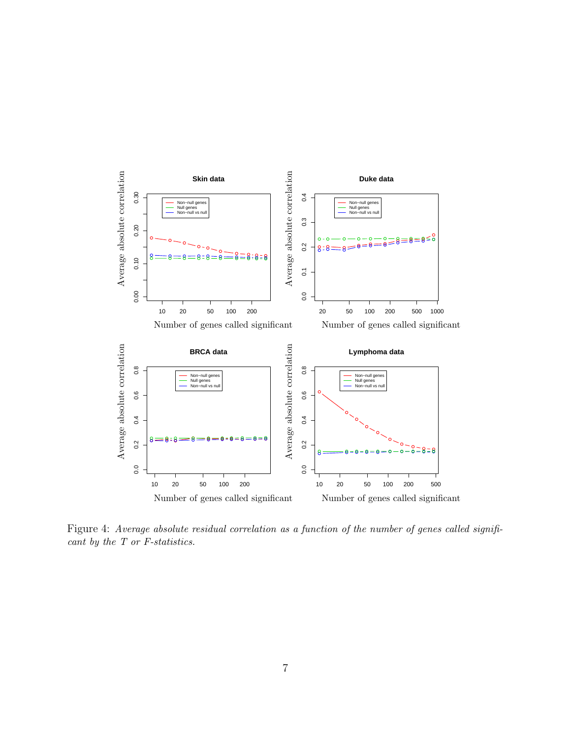Figure 4: *Average absolute residual correlation as a function of the number of genes called significant by the T or F-statistics.*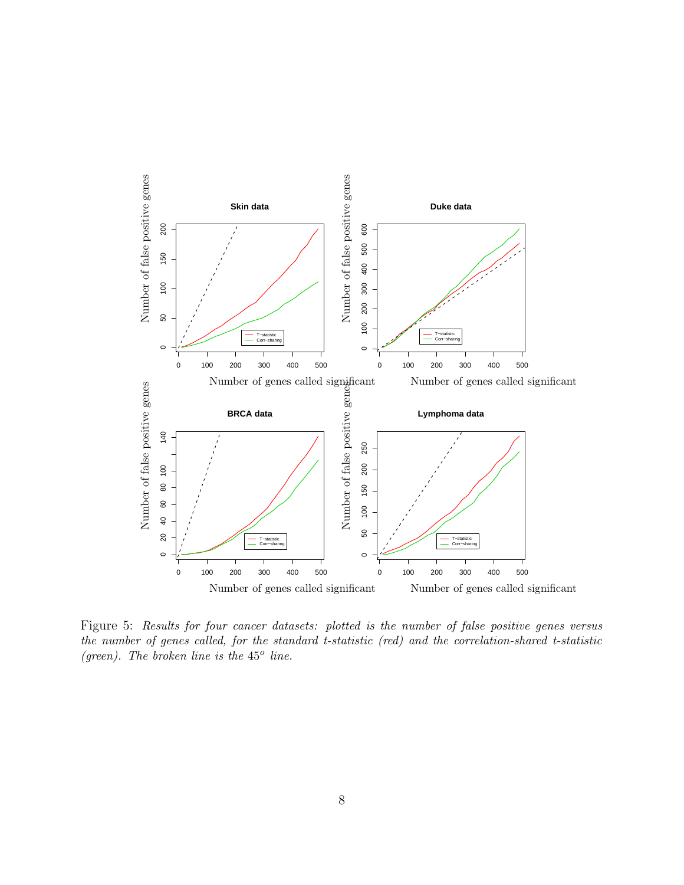Figure 5: *Results for four cancer datasets: plotted is the number of false positive genes versus the number of genes called, for the standard t-statistic (red) and the correlation-shared t-statistic (green). The broken line is the $45^o$ line.*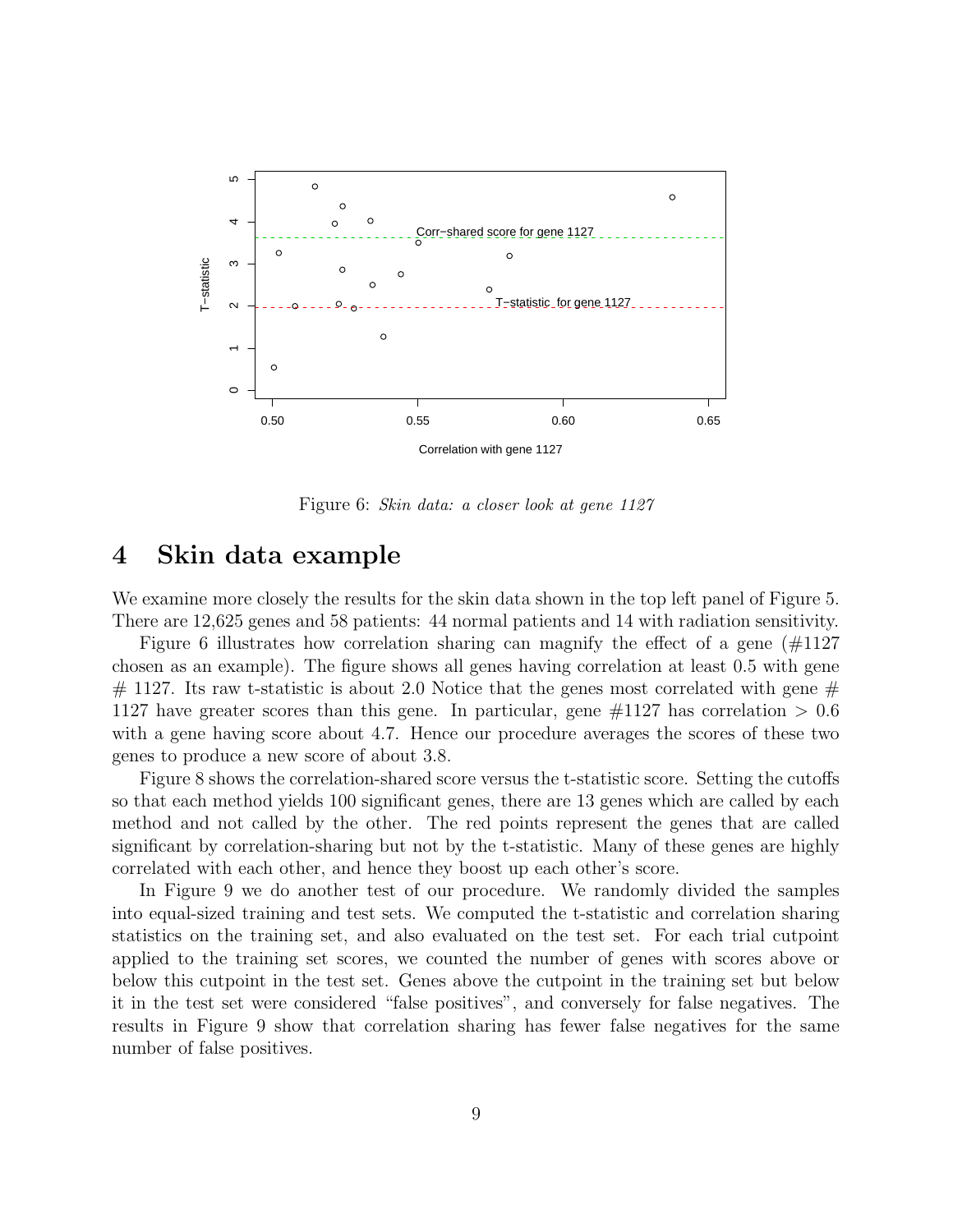Figure 6: *Skin data: a closer look at gene 1127*

# 4 Skin data example

We examine more closely the results for the skin data shown in the top left panel of Figure 5. There are 12,625 genes and 58 patients: 44 normal patients and 14 with radiation sensitivity.

Figure 6 illustrates how correlation sharing can magnify the effect of a gene (#1127 chosen as an example). The figure shows all genes having correlation at least 0.5 with gene # 1127. Its raw t-statistic is about 2.0 Notice that the genes most correlated with gene # 1127 have greater scores than this gene. In particular, gene #1127 has correlation $> 0.6$ with a gene having score about 4.7. Hence our procedure averages the scores of these two genes to produce a new score of about 3.8.

Figure 8 shows the correlation-shared score versus the t-statistic score. Setting the cutoffs so that each method yields 100 significant genes, there are 13 genes which are called by each method and not called by the other. The red points represent the genes that are called significant by correlation-sharing but not by the t-statistic. Many of these genes are highly correlated with each other, and hence they boost up each other's score.

In Figure 9 we do another test of our procedure. We randomly divided the samples into equal-sized training and test sets. We computed the t-statistic and correlation sharing statistics on the training set, and also evaluated on the test set. For each trial cutpoint applied to the training set scores, we counted the number of genes with scores above or below this cutpoint in the test set. Genes above the cutpoint in the training set but below it in the test set were considered "false positives", and conversely for false negatives. The results in Figure 9 show that correlation sharing has fewer false negatives for the same number of false positives.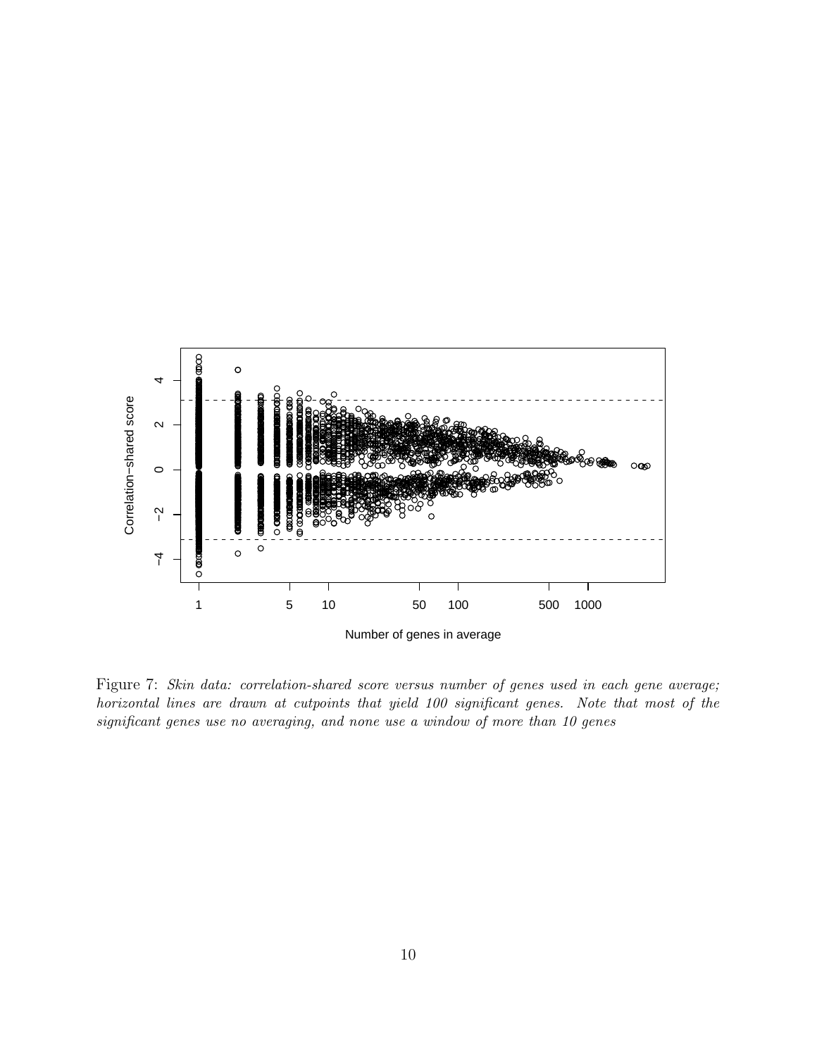Figure 7: *Skin data: correlation-shared score versus number of genes used in each gene average; horizontal lines are drawn at cutpoints that yield 100 significant genes. Note that most of the significant genes use no averaging, and none use a window of more than 10 genes*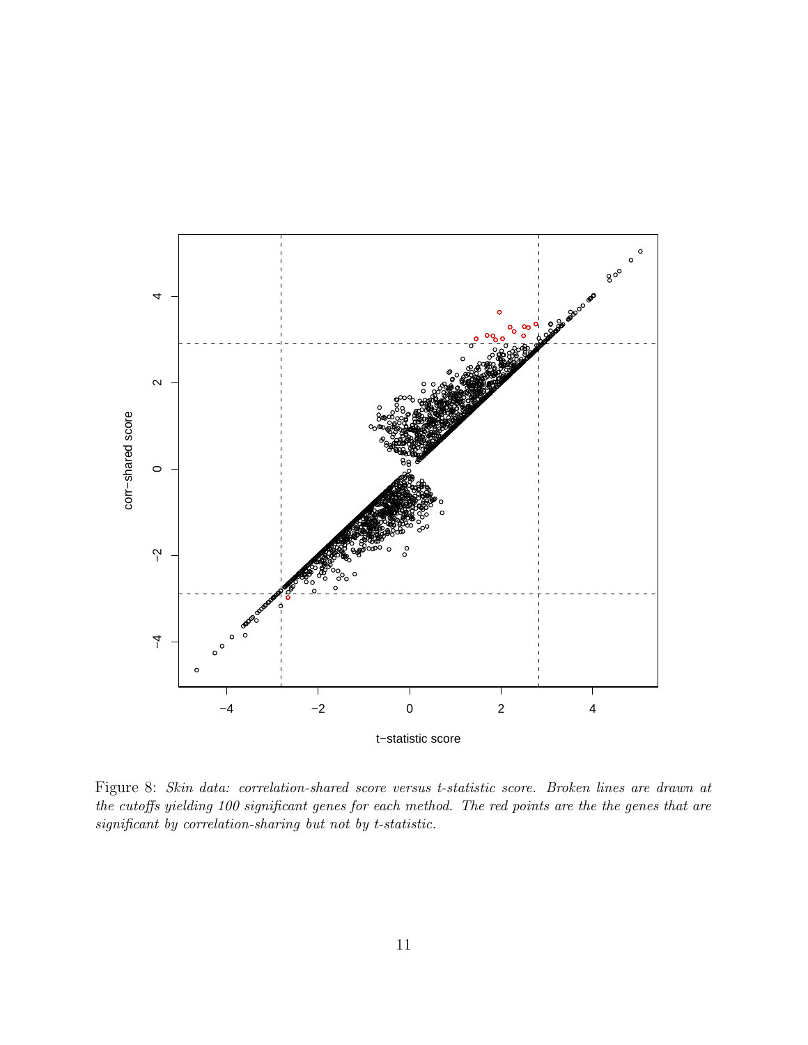Figure 8: *Skin data: correlation-shared score versus t-statistic score. Broken lines are drawn at the cutoffs yielding 100 significant genes for each method. The red points are the the genes that are significant by correlation-sharing but not by t-statistic.*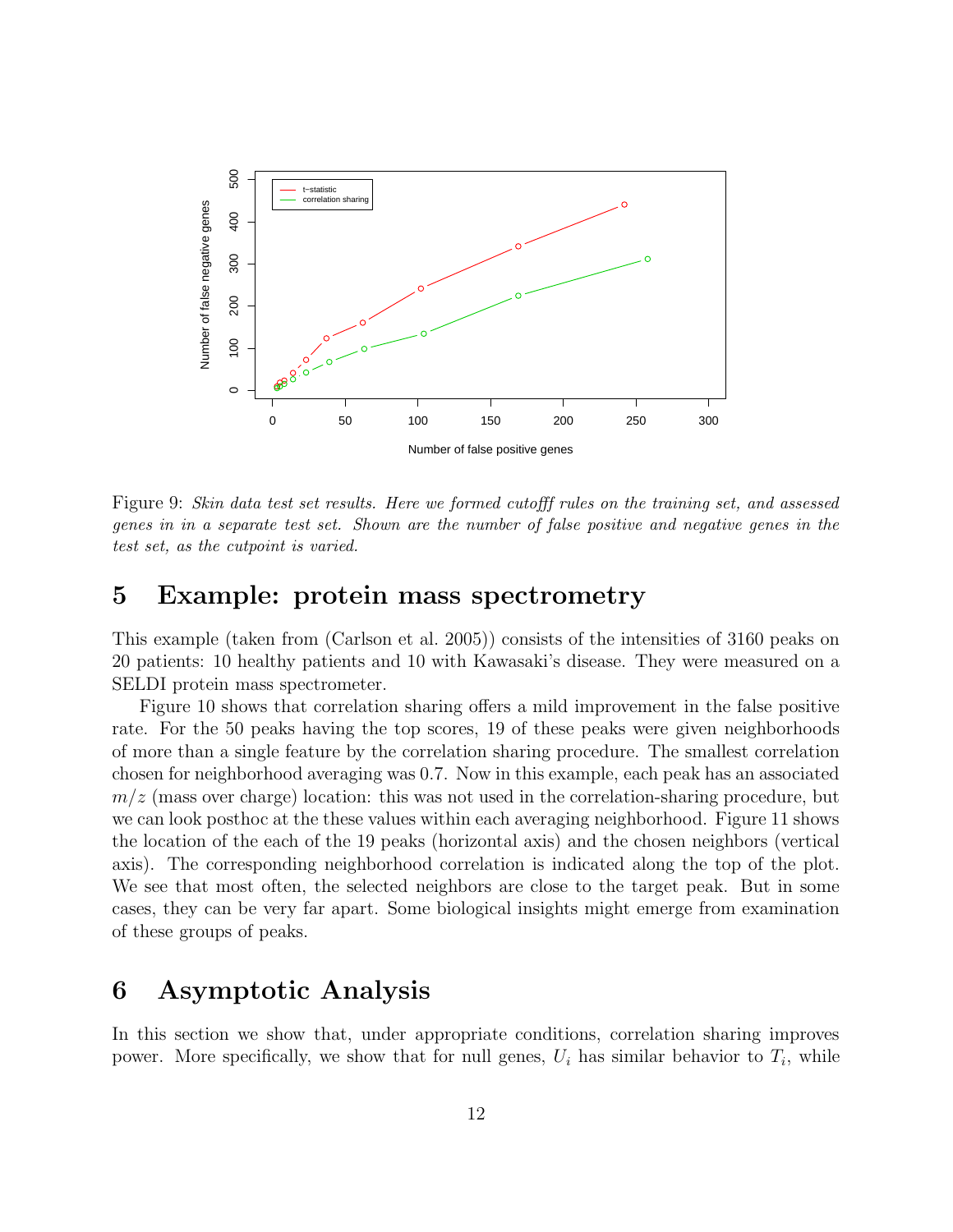Figure 9: *Skin data test set results. Here we formed cutofff rules on the training set, and assessed genes in in a separate test set. Shown are the number of false positive and negative genes in the test set, as the cutpoint is varied.*

## 5 Example: protein mass spectrometry

This example (taken from (Carlson et al. 2005)) consists of the intensities of 3160 peaks on 20 patients: 10 healthy patients and 10 with Kawasaki's disease. They were measured on a SELDI protein mass spectrometer.

Figure 10 shows that correlation sharing offers a mild improvement in the false positive rate. For the 50 peaks having the top scores, 19 of these peaks were given neighborhoods of more than a single feature by the correlation sharing procedure. The smallest correlation chosen for neighborhood averaging was 0.7. Now in this example, each peak has an associated $m/z$ (mass over charge) location: this was not used in the correlation-sharing procedure, but we can look posthoc at the these values within each averaging neighborhood. Figure 11 shows the location of the each of the 19 peaks (horizontal axis) and the chosen neighbors (vertical axis). The corresponding neighborhood correlation is indicated along the top of the plot. We see that most often, the selected neighbors are close to the target peak. But in some cases, they can be very far apart. Some biological insights might emerge from examination of these groups of peaks.

## 6 Asymptotic Analysis

In this section we show that, under appropriate conditions, correlation sharing improves power. More specifically, we show that for null genes, $U_i$ has similar behavior to $T_i$, while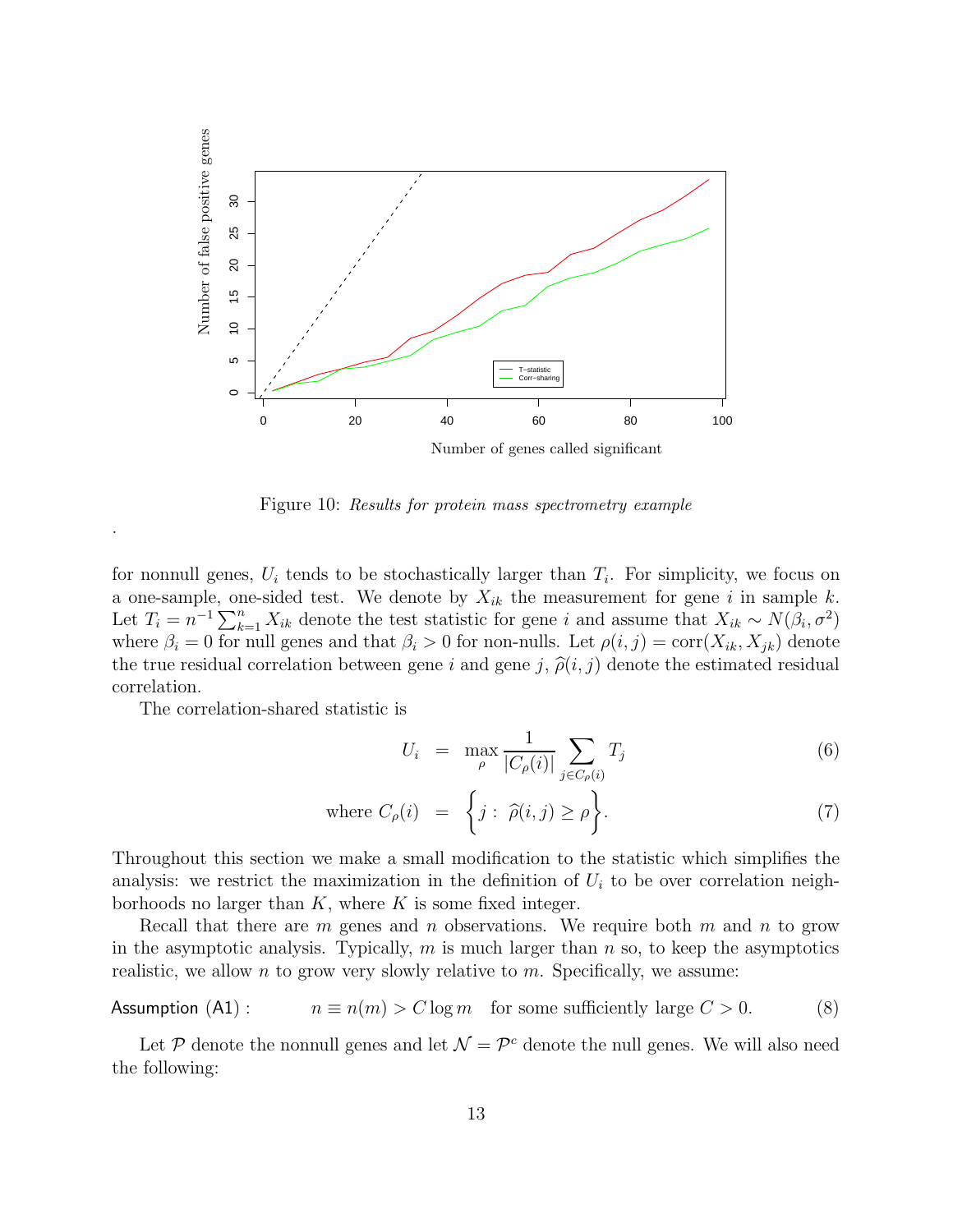Figure 10: *Results for protein mass spectrometry example*

.

for nonnull genes, $U_i$ tends to be stochastically larger than $T_i$. For simplicity, we focus on a one-sample, one-sided test. We denote by $X_{ik}$ the measurement for gene $i$ in sample $k$. Let $T_i = n^{-1}\sum_{k=1}^{n} X_{ik}$ denote the test statistic for gene $i$ and assume that $X_{ik} \sim N(\beta_i, \sigma^2)$ where $\beta_i = 0$ for null genes and that $\beta_i > 0$ for non-nulls. Let $\rho(i,j) = \text{corr}(X_{ik}, X_{jk})$ denote the true residual correlation between gene $i$ and gene $j$, $\widehat{\rho}(i,j)$ denote the estimated residual correlation.

The correlation-shared statistic is

$$U_i = \max_{\rho} \frac{1}{|C_\rho(i)|} \sum_{j \in C_\rho(i)} T_j \tag{6}$$

$$\text{where } C_\rho(i) = \left\{ j : \ \widehat{\rho}(i,j) \geq \rho \right\}. \tag{7}$$

Throughout this section we make a small modification to the statistic which simplifies the analysis: we restrict the maximization in the definition of $U_i$ to be over correlation neighborhoods no larger than $K$, where $K$ is some fixed integer.

Recall that there are $m$ genes and $n$ observations. We require both $m$ and $n$ to grow in the asymptotic analysis. Typically, $m$ is much larger than $n$ so, to keep the asymptotics realistic, we allow $n$ to grow very slowly relative to $m$. Specifically, we assume:

$$\textsf{Assumption (A1)}: \qquad n \equiv n(m) > C \log m \quad \text{for some sufficiently large } C > 0. \tag{8}$$

Let $\mathcal{P}$ denote the nonnull genes and let $\mathcal{N} = \mathcal{P}^c$ denote the null genes. We will also need the following: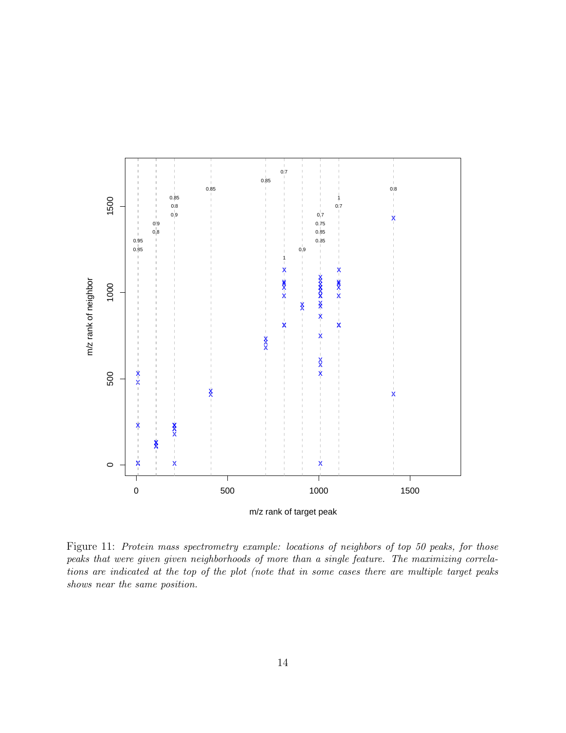Figure 11: *Protein mass spectrometry example: locations of neighbors of top 50 peaks, for those peaks that were given given neighborhoods of more than a single feature. The maximizing correlations are indicated at the top of the plot (note that in some cases there are multiple target peaks shows near the same position.*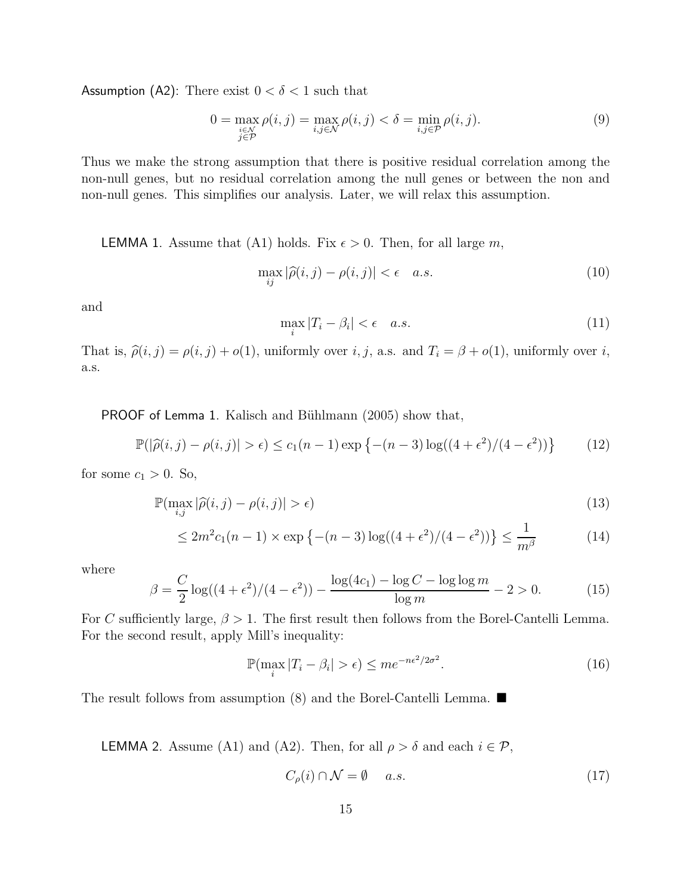Assumption (A2): There exist $0 < \delta < 1$ such that

$$0 = \max_{\substack{i \in \mathcal{N} \\ j \in \mathcal{P}}} \rho(i,j) = \max_{i,j \in \mathcal{N}} \rho(i,j) < \delta = \min_{i,j \in \mathcal{P}} \rho(i,j). \tag{9}$$

Thus we make the strong assumption that there is positive residual correlation among the non-null genes, but no residual correlation among the null genes or between the non and non-null genes. This simplifies our analysis. Later, we will relax this assumption.

LEMMA 1. Assume that (A1) holds. Fix $\epsilon > 0$. Then, for all large $m$,

$$\max_{ij} |\widehat{\rho}(i,j) - \rho(i,j)| < \epsilon \quad a.s. \tag{10}$$

and

$$\max_{i} |T_i - \beta_i| < \epsilon \quad a.s. \tag{11}$$

That is, $\widehat{\rho}(i,j) = \rho(i,j) + o(1)$, uniformly over $i, j$, a.s. and $T_i = \beta + o(1)$, uniformly over $i$, a.s.

PROOF of Lemma 1. Kalisch and Bühlmann (2005) show that,

$$\mathbb{P}(|\widehat{\rho}(i,j) - \rho(i,j)| > \epsilon) \leq c_1(n-1)\exp\left\{-(n-3)\log((4+\epsilon^2)/(4-\epsilon^2))\right\} \tag{12}$$

for some $c_1 > 0$. So,

$$\mathbb{P}(\max_{i,j} |\widehat{\rho}(i,j) - \rho(i,j)| > \epsilon) \tag{13}$$

$$\leq 2m^2 c_1(n-1) \times \exp\left\{-(n-3)\log((4+\epsilon^2)/(4-\epsilon^2))\right\} \leq \frac{1}{m^\beta} \tag{14}$$

where

$$\beta = \frac{C}{2}\log((4+\epsilon^2)/(4-\epsilon^2)) - \frac{\log(4c_1) - \log C - \log\log m}{\log m} - 2 > 0. \tag{15}$$

For $C$ sufficiently large, $\beta > 1$. The first result then follows from the Borel-Cantelli Lemma. For the second result, apply Mill's inequality:

$$\mathbb{P}(\max_i |T_i - \beta_i| > \epsilon) \leq m e^{-n\epsilon^2/2\sigma^2}. \tag{16}$$

The result follows from assumption (8) and the Borel-Cantelli Lemma. ■

LEMMA 2. Assume (A1) and (A2). Then, for all $\rho > \delta$ and each $i \in \mathcal{P}$,

$$C_\rho(i) \cap \mathcal{N} = \emptyset \quad a.s. \tag{17}$$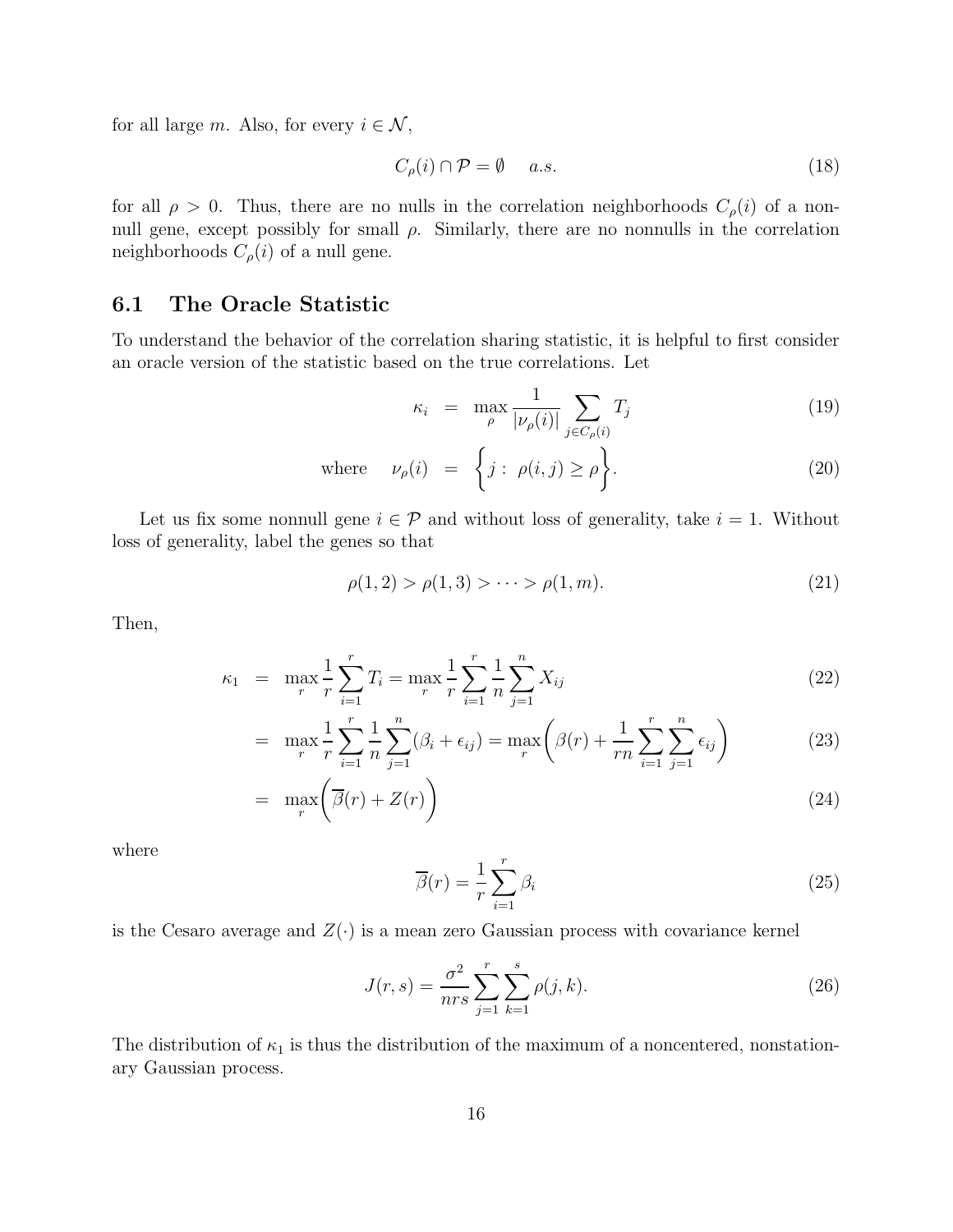for all large $m$. Also, for every $i \in \mathcal{N}$,

$$C_\rho(i) \cap \mathcal{P} = \emptyset \quad a.s. \tag{18}$$

for all $\rho > 0$. Thus, there are no nulls in the correlation neighborhoods $C_\rho(i)$ of a nonnull gene, except possibly for small $\rho$. Similarly, there are no nonnulls in the correlation neighborhoods $C_\rho(i)$ of a null gene.

## 6.1 The Oracle Statistic

To understand the behavior of the correlation sharing statistic, it is helpful to first consider an oracle version of the statistic based on the true correlations. Let

$$\kappa_i = \max_\rho \frac{1}{|\nu_\rho(i)|} \sum_{j \in C_\rho(i)} T_j \tag{19}$$

$$\text{where} \quad \nu_\rho(i) = \left\{ j : \rho(i,j) \geq \rho \right\}. \tag{20}$$

Let us fix some nonnull gene $i \in \mathcal{P}$ and without loss of generality, take $i = 1$. Without loss of generality, label the genes so that

$$\rho(1,2) > \rho(1,3) > \cdots > \rho(1,m). \tag{21}$$

Then,

$$\kappa_1 = \max_r \frac{1}{r} \sum_{i=1}^r T_i = \max_r \frac{1}{r} \sum_{i=1}^r \frac{1}{n} \sum_{j=1}^n X_{ij} \tag{22}$$

$$= \max_r \frac{1}{r} \sum_{i=1}^r \frac{1}{n} \sum_{j=1}^n (\beta_i + \epsilon_{ij}) = \max_r \left( \beta(r) + \frac{1}{rn} \sum_{i=1}^r \sum_{j=1}^n \epsilon_{ij} \right) \tag{23}$$

$$= \max_r \left( \overline{\beta}(r) + Z(r) \right) \tag{24}$$

where

$$\overline{\beta}(r) = \frac{1}{r} \sum_{i=1}^r \beta_i \tag{25}$$

is the Cesaro average and $Z(\cdot)$ is a mean zero Gaussian process with covariance kernel

$$J(r,s) = \frac{\sigma^2}{nrs} \sum_{j=1}^r \sum_{k=1}^s \rho(j,k). \tag{26}$$

The distribution of $\kappa_1$ is thus the distribution of the maximum of a noncentered, nonstationary Gaussian process.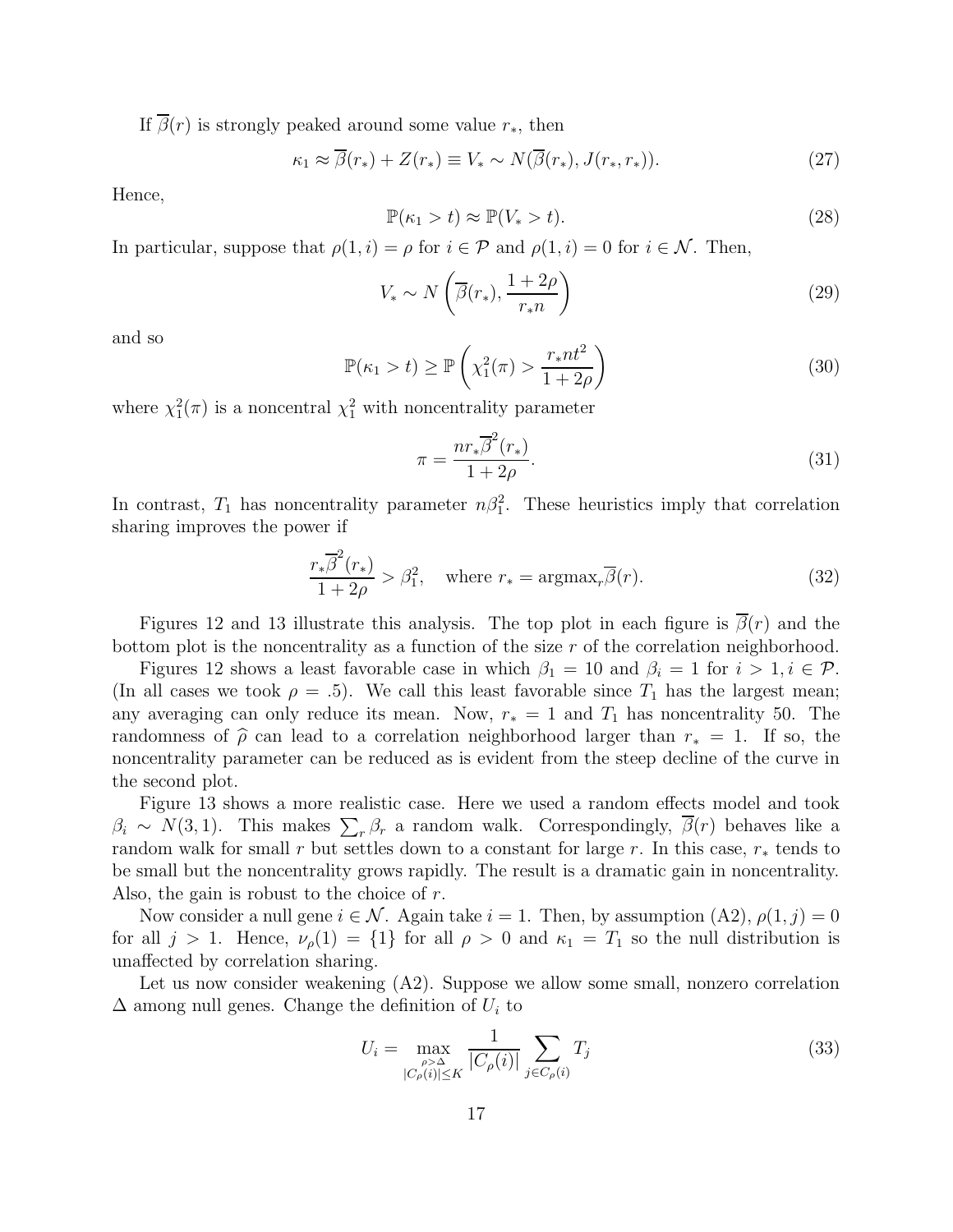If $\overline{\beta}(r)$ is strongly peaked around some value $r_*$, then

$$\kappa_1 \approx \overline{\beta}(r_*) + Z(r_*) \equiv V_* \sim N(\overline{\beta}(r_*), J(r_*, r_*)). \tag{27}$$

Hence,

$$\mathbb{P}(\kappa_1 > t) \approx \mathbb{P}(V_* > t). \tag{28}$$

In particular, suppose that $\rho(1, i) = \rho$ for $i \in \mathcal{P}$ and $\rho(1, i) = 0$ for $i \in \mathcal{N}$. Then,

$$V_* \sim N\left(\overline{\beta}(r_*), \frac{1 + 2\rho}{r_* n}\right) \tag{29}$$

and so

$$\mathbb{P}(\kappa_1 > t) \geq \mathbb{P}\left(\chi_1^2(\pi) > \frac{r_* n t^2}{1 + 2\rho}\right) \tag{30}$$

where $\chi_1^2(\pi)$ is a noncentral $\chi_1^2$ with noncentrality parameter

$$\pi = \frac{n r_* \overline{\beta}^2(r_*)}{1 + 2\rho}. \tag{31}$$

In contrast, $T_1$ has noncentrality parameter $n\beta_1^2$. These heuristics imply that correlation sharing improves the power if

$$\frac{r_* \overline{\beta}^2(r_*)}{1 + 2\rho} > \beta_1^2, \quad \text{where } r_* = \text{argmax}_r \overline{\beta}(r). \tag{32}$$

Figures 12 and 13 illustrate this analysis. The top plot in each figure is $\overline{\beta}(r)$ and the bottom plot is the noncentrality as a function of the size $r$ of the correlation neighborhood.

Figures 12 shows a least favorable case in which $\beta_1 = 10$ and $\beta_i = 1$ for $i > 1, i \in \mathcal{P}$. (In all cases we took $\rho = .5$). We call this least favorable since $T_1$ has the largest mean; any averaging can only reduce its mean. Now, $r_* = 1$ and $T_1$ has noncentrality 50. The randomness of $\widehat{\rho}$ can lead to a correlation neighborhood larger than $r_* = 1$. If so, the noncentrality parameter can be reduced as is evident from the steep decline of the curve in the second plot.

Figure 13 shows a more realistic case. Here we used a random effects model and took $\beta_i \sim N(3, 1)$. This makes $\sum_r \beta_r$ a random walk. Correspondingly, $\overline{\beta}(r)$ behaves like a random walk for small $r$ but settles down to a constant for large $r$. In this case, $r_*$ tends to be small but the noncentrality grows rapidly. The result is a dramatic gain in noncentrality. Also, the gain is robust to the choice of $r$.

Now consider a null gene $i \in \mathcal{N}$. Again take $i = 1$. Then, by assumption (A2), $\rho(1, j) = 0$ for all $j > 1$. Hence, $\nu_\rho(1) = \{1\}$ for all $\rho > 0$ and $\kappa_1 = T_1$ so the null distribution is unaffected by correlation sharing.

Let us now consider weakening (A2). Suppose we allow some small, nonzero correlation $\Delta$ among null genes. Change the definition of $U_i$ to

$$U_i = \max_{\substack{\rho > \Delta \\ |C_\rho(i)| \leq K}} \frac{1}{|C_\rho(i)|} \sum_{j \in C_\rho(i)} T_j \tag{33}$$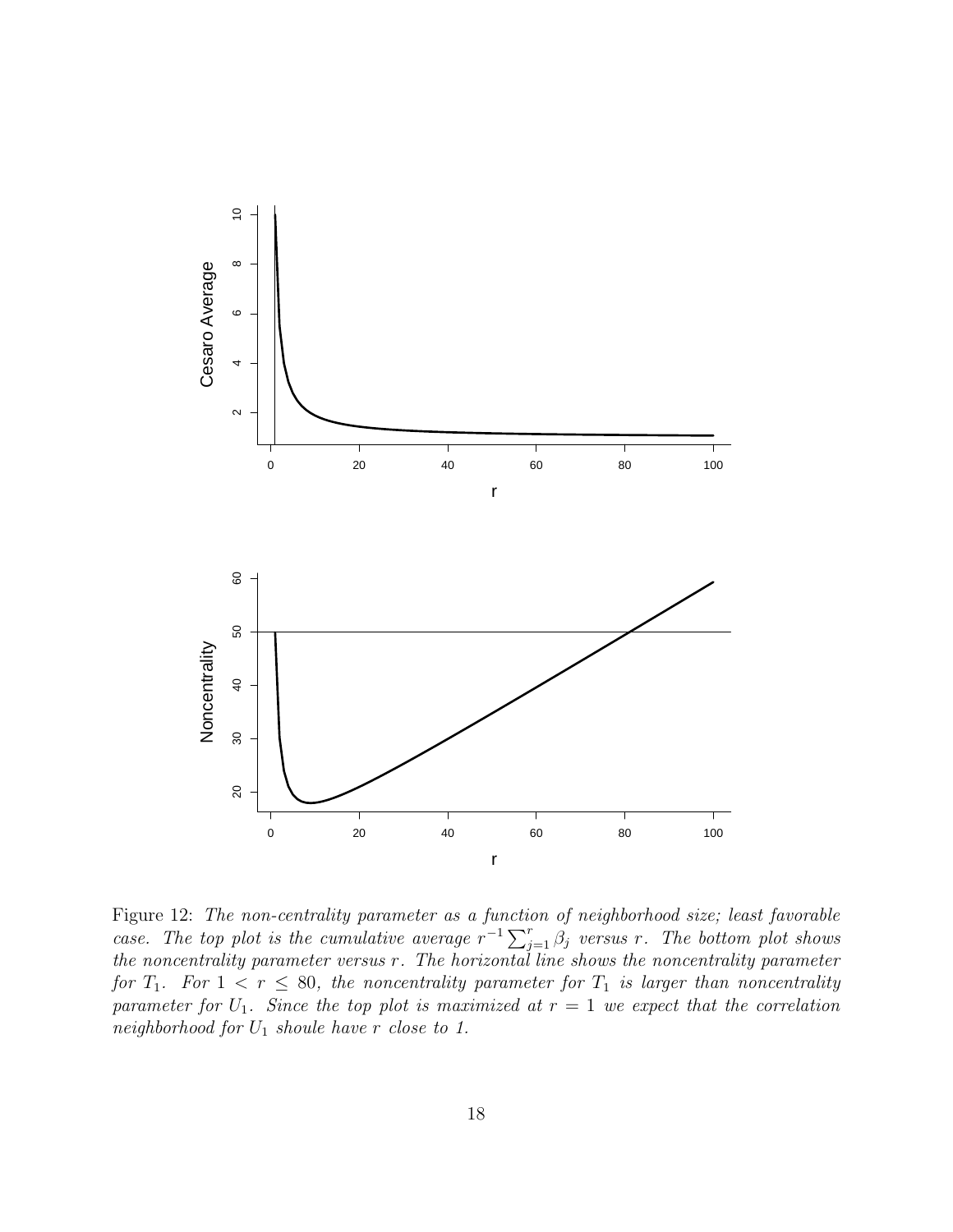Figure 12: *The non-centrality parameter as a function of neighborhood size; least favorable case. The top plot is the cumulative average $r^{-1}\sum_{j=1}^{r}\beta_j$ versus $r$. The bottom plot shows the noncentrality parameter versus $r$. The horizontal line shows the noncentrality parameter for $T_1$. For $1 < r \leq 80$, the noncentrality parameter for $T_1$ is larger than noncentrality parameter for $U_1$. Since the top plot is maximized at $r = 1$ we expect that the correlation neighborhood for $U_1$ shoule have $r$ close to 1.*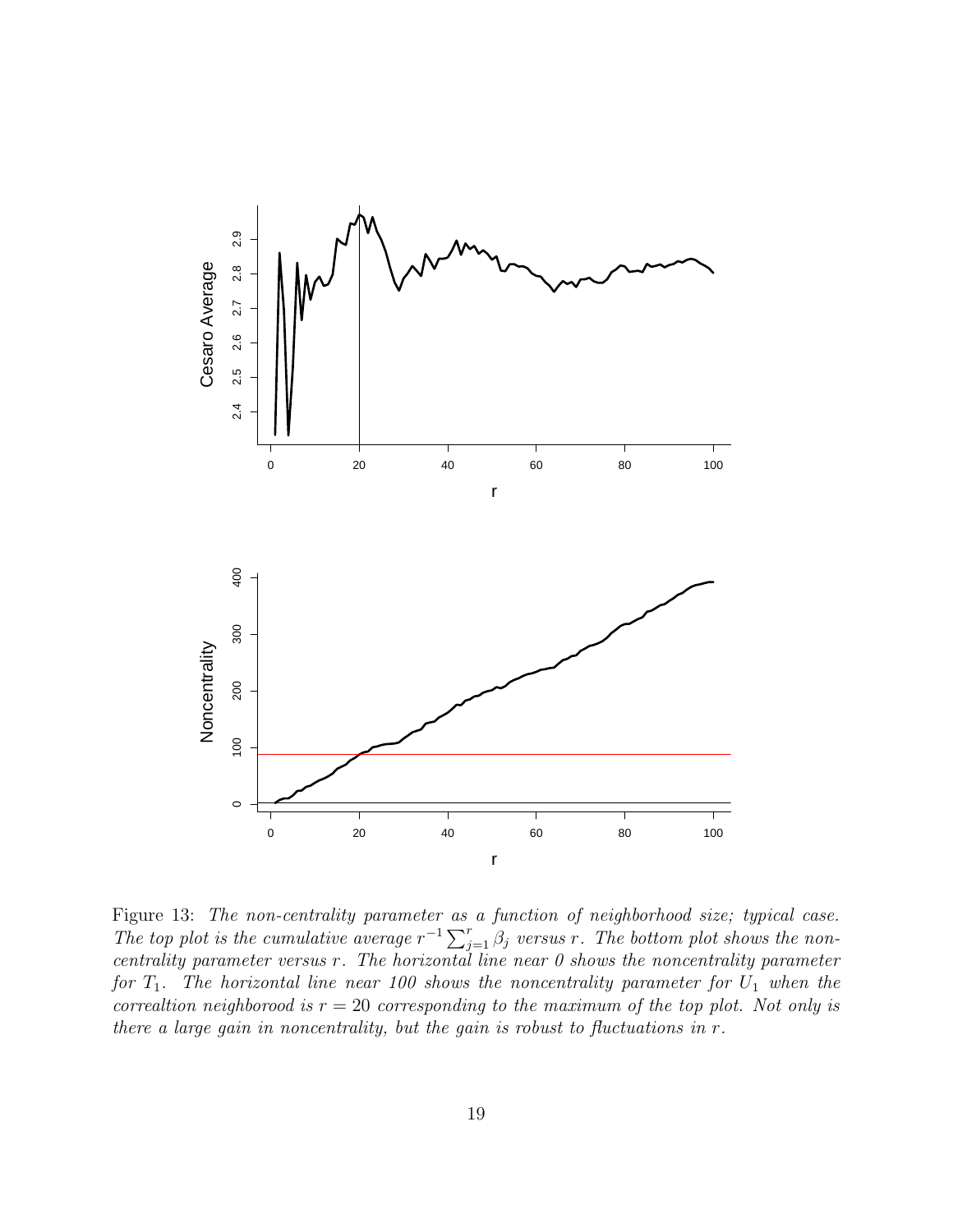Figure 13: *The non-centrality parameter as a function of neighborhood size; typical case. The top plot is the cumulative average $r^{-1}\sum_{j=1}^{r}\beta_j$ versus $r$. The bottom plot shows the non-centrality parameter versus $r$. The horizontal line near 0 shows the noncentrality parameter for $T_1$. The horizontal line near 100 shows the noncentrality parameter for $U_1$ when the correaltion neighborood is $r = 20$ corresponding to the maximum of the top plot. Not only is there a large gain in noncentrality, but the gain is robust to fluctuations in $r$.*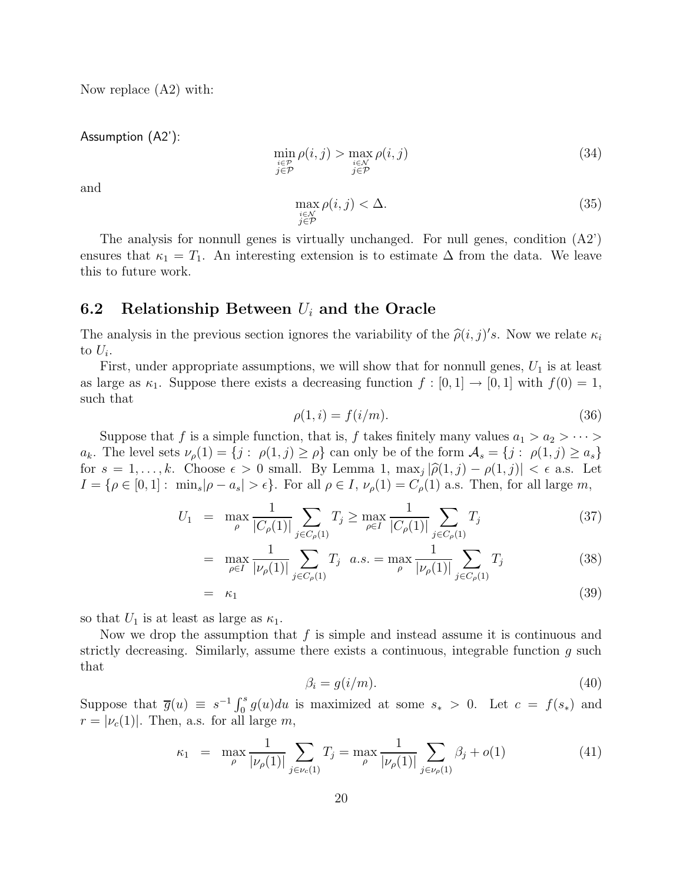Now replace (A2) with:

Assumption (A2'):

$$\min_{\substack{i\in\mathcal{P}\\ j\in\mathcal{P}}} \rho(i,j) > \max_{\substack{i\in\mathcal{N}\\ j\in\mathcal{P}}} \rho(i,j) \tag{34}$$

and

$$\max_{\substack{i\in\mathcal{N}\\ j\in\mathcal{P}}} \rho(i,j) < \Delta. \tag{35}$$

The analysis for nonnull genes is virtually unchanged. For null genes, condition (A2') ensures that $\kappa_1 = T_1$. An interesting extension is to estimate $\Delta$ from the data. We leave this to future work.

## 6.2 Relationship Between $U_i$ and the Oracle

The analysis in the previous section ignores the variability of the $\widehat{\rho}(i,j)'s$. Now we relate $\kappa_i$ to $U_i$.

First, under appropriate assumptions, we will show that for nonnull genes, $U_1$ is at least as large as $\kappa_1$. Suppose there exists a decreasing function $f : [0,1] \to [0,1]$ with $f(0) = 1$, such that

$$\rho(1,i) = f(i/m). \tag{36}$$

Suppose that $f$ is a simple function, that is, $f$ takes finitely many values $a_1 > a_2 > \cdots > a_k$. The level sets $\nu_\rho(1) = \{j : \ \rho(1,j) \geq \rho\}$ can only be of the form $\mathcal{A}_s = \{j : \ \rho(1,j) \geq a_s\}$ for $s = 1,\ldots,k$. Choose $\epsilon > 0$ small. By Lemma 1, $\max_j |\widehat{\rho}(1,j) - \rho(1,j)| < \epsilon$ a.s. Let $I = \{\rho \in [0,1] : \ \min_s |\rho - a_s| > \epsilon\}$. For all $\rho \in I$, $\nu_\rho(1) = C_\rho(1)$ a.s. Then, for all large $m$,

$$\begin{aligned}
U_1 &= \max_\rho \frac{1}{|C_\rho(1)|} \sum_{j\in C_\rho(1)} T_j \geq \max_{\rho\in I} \frac{1}{|C_\rho(1)|} \sum_{j\in C_\rho(1)} T_j && (37)\\
&= \max_{\rho\in I} \frac{1}{|\nu_\rho(1)|} \sum_{j\in C_\rho(1)} T_j \ \ a.s. = \max_\rho \frac{1}{|\nu_\rho(1)|} \sum_{j\in C_\rho(1)} T_j && (38)\\
&= \kappa_1 && (39)
\end{aligned}$$

so that $U_1$ is at least as large as $\kappa_1$.

Now we drop the assumption that $f$ is simple and instead assume it is continuous and strictly decreasing. Similarly, assume there exists a continuous, integrable function $g$ such that

$$\beta_i = g(i/m). \tag{40}$$

Suppose that $\overline{g}(u) \equiv s^{-1}\int_0^s g(u)du$ is maximized at some $s_* > 0$. Let $c = f(s_*)$ and $r = |\nu_c(1)|$. Then, a.s. for all large $m$,

$$\kappa_1 = \max_\rho \frac{1}{|\nu_\rho(1)|} \sum_{j\in\nu_c(1)} T_j = \max_\rho \frac{1}{|\nu_\rho(1)|} \sum_{j\in\nu_\rho(1)} \beta_j + o(1) \tag{41}$$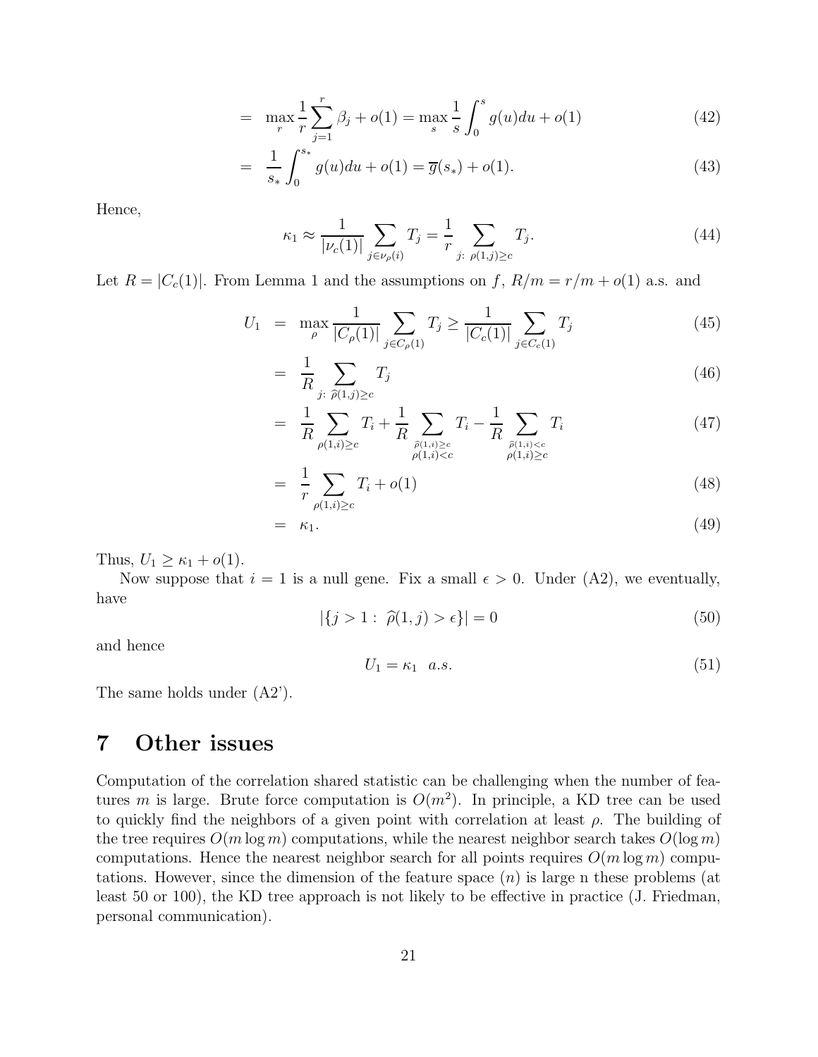$$= \max_r \frac{1}{r} \sum_{j=1}^{r} \beta_j + o(1) = \max_s \frac{1}{s} \int_0^s g(u)du + o(1) \tag{42}$$

$$= \frac{1}{s_*} \int_0^{s_*} g(u)du + o(1) = \overline{g}(s_*) + o(1). \tag{43}$$

Hence,

$$\kappa_1 \approx \frac{1}{|\nu_c(1)|} \sum_{j \in \nu_\rho(i)} T_j = \frac{1}{r} \sum_{j:\ \rho(1,j) \geq c} T_j. \tag{44}$$

Let $R = |C_c(1)|$. From Lemma 1 and the assumptions on $f$, $R/m = r/m + o(1)$ a.s. and

$$U_1 = \max_\rho \frac{1}{|C_\rho(1)|} \sum_{j \in C_\rho(1)} T_j \geq \frac{1}{|C_c(1)|} \sum_{j \in C_c(1)} T_j \tag{45}$$

$$= \frac{1}{R} \sum_{j:\ \widehat{\rho}(1,j) \geq c} T_j \tag{46}$$

$$= \frac{1}{R} \sum_{\rho(1,i) \geq c} T_i + \frac{1}{R} \sum_{\substack{\widehat{\rho}(1,i) \geq c \\ \rho(1,i) < c}} T_i - \frac{1}{R} \sum_{\substack{\widehat{\rho}(1,i) < c \\ \rho(1,i) \geq c}} T_i \tag{47}$$

$$= \frac{1}{r} \sum_{\rho(1,i) \geq c} T_i + o(1) \tag{48}$$

$$= \kappa_1. \tag{49}$$

Thus, $U_1 \geq \kappa_1 + o(1)$.

Now suppose that $i = 1$ is a null gene. Fix a small $\epsilon > 0$. Under (A2), we eventually, have

$$|\{j > 1 :\ \widehat{\rho}(1,j) > \epsilon\}| = 0 \tag{50}$$

and hence

$$U_1 = \kappa_1 \quad a.s. \tag{51}$$

The same holds under (A2').

# 7 Other issues

Computation of the correlation shared statistic can be challenging when the number of features $m$ is large. Brute force computation is $O(m^2)$. In principle, a KD tree can be used to quickly find the neighbors of a given point with correlation at least $\rho$. The building of the tree requires $O(m \log m)$ computations, while the nearest neighbor search takes $O(\log m)$ computations. Hence the nearest neighbor search for all points requires $O(m \log m)$ computations. However, since the dimension of the feature space ($n$) is large n these problems (at least 50 or 100), the KD tree approach is not likely to be effective in practice (J. Friedman, personal communication).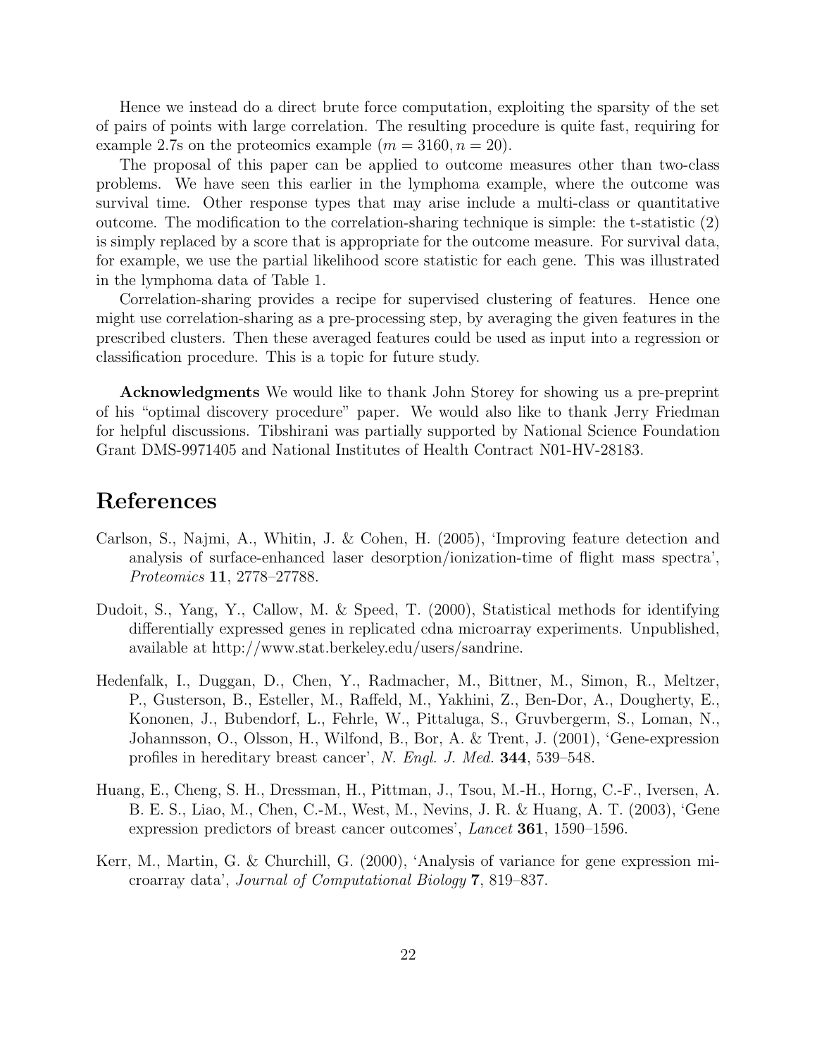Hence we instead do a direct brute force computation, exploiting the sparsity of the set of pairs of points with large correlation. The resulting procedure is quite fast, requiring for example 2.7s on the proteomics example ($m = 3160, n = 20$).

The proposal of this paper can be applied to outcome measures other than two-class problems. We have seen this earlier in the lymphoma example, where the outcome was survival time. Other response types that may arise include a multi-class or quantitative outcome. The modification to the correlation-sharing technique is simple: the t-statistic (2) is simply replaced by a score that is appropriate for the outcome measure. For survival data, for example, we use the partial likelihood score statistic for each gene. This was illustrated in the lymphoma data of Table 1.

Correlation-sharing provides a recipe for supervised clustering of features. Hence one might use correlation-sharing as a pre-processing step, by averaging the given features in the prescribed clusters. Then these averaged features could be used as input into a regression or classification procedure. This is a topic for future study.

**Acknowledgments** We would like to thank John Storey for showing us a pre-preprint of his "optimal discovery procedure" paper. We would also like to thank Jerry Friedman for helpful discussions. Tibshirani was partially supported by National Science Foundation Grant DMS-9971405 and National Institutes of Health Contract N01-HV-28183.

# References

Carlson, S., Najmi, A., Whitin, J. & Cohen, H. (2005), 'Improving feature detection and analysis of surface-enhanced laser desorption/ionization-time of flight mass spectra', *Proteomics* **11**, 2778–27788.

Dudoit, S., Yang, Y., Callow, M. & Speed, T. (2000), Statistical methods for identifying differentially expressed genes in replicated cdna microarray experiments. Unpublished, available at http://www.stat.berkeley.edu/users/sandrine.

Hedenfalk, I., Duggan, D., Chen, Y., Radmacher, M., Bittner, M., Simon, R., Meltzer, P., Gusterson, B., Esteller, M., Raffeld, M., Yakhini, Z., Ben-Dor, A., Dougherty, E., Kononen, J., Bubendorf, L., Fehrle, W., Pittaluga, S., Gruvbergerm, S., Loman, N., Johannsson, O., Olsson, H., Wilfond, B., Bor, A. & Trent, J. (2001), 'Gene-expression profiles in hereditary breast cancer', *N. Engl. J. Med.* **344**, 539–548.

Huang, E., Cheng, S. H., Dressman, H., Pittman, J., Tsou, M.-H., Horng, C.-F., Iversen, A. B. E. S., Liao, M., Chen, C.-M., West, M., Nevins, J. R. & Huang, A. T. (2003), 'Gene expression predictors of breast cancer outcomes', *Lancet* **361**, 1590–1596.

Kerr, M., Martin, G. & Churchill, G. (2000), 'Analysis of variance for gene expression microarray data', *Journal of Computational Biology* **7**, 819–837.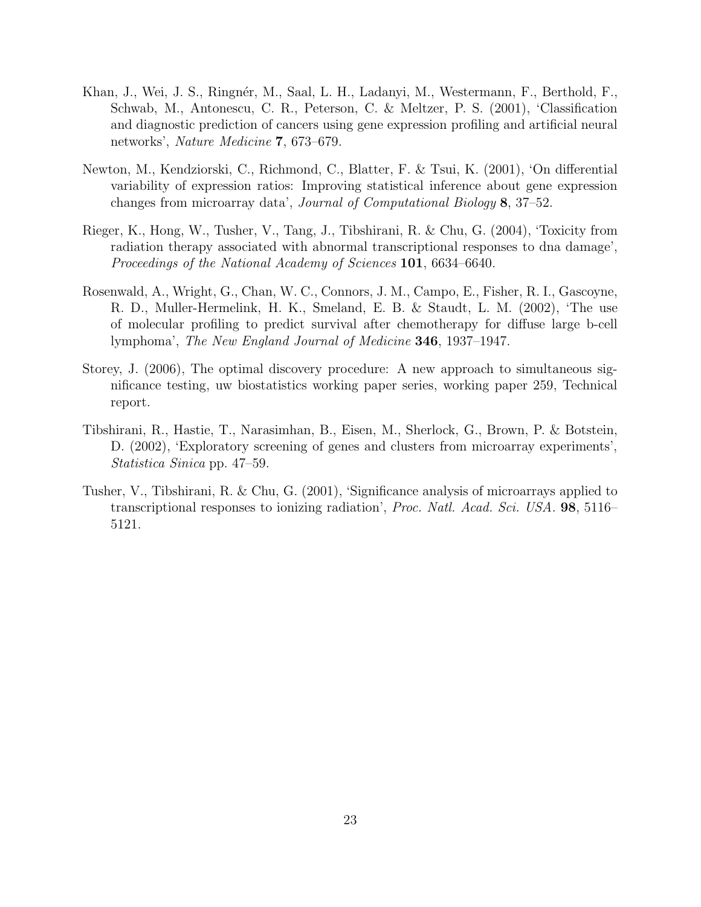Khan, J., Wei, J. S., Ringnér, M., Saal, L. H., Ladanyi, M., Westermann, F., Berthold, F., Schwab, M., Antonescu, C. R., Peterson, C. & Meltzer, P. S. (2001), 'Classification and diagnostic prediction of cancers using gene expression profiling and artificial neural networks', *Nature Medicine* **7**, 673–679.

Newton, M., Kendziorski, C., Richmond, C., Blatter, F. & Tsui, K. (2001), 'On differential variability of expression ratios: Improving statistical inference about gene expression changes from microarray data', *Journal of Computational Biology* **8**, 37–52.

Rieger, K., Hong, W., Tusher, V., Tang, J., Tibshirani, R. & Chu, G. (2004), 'Toxicity from radiation therapy associated with abnormal transcriptional responses to dna damage', *Proceedings of the National Academy of Sciences* **101**, 6634–6640.

Rosenwald, A., Wright, G., Chan, W. C., Connors, J. M., Campo, E., Fisher, R. I., Gascoyne, R. D., Muller-Hermelink, H. K., Smeland, E. B. & Staudt, L. M. (2002), 'The use of molecular profiling to predict survival after chemotherapy for diffuse large b-cell lymphoma', *The New England Journal of Medicine* **346**, 1937–1947.

Storey, J. (2006), The optimal discovery procedure: A new approach to simultaneous significance testing, uw biostatistics working paper series, working paper 259, Technical report.

Tibshirani, R., Hastie, T., Narasimhan, B., Eisen, M., Sherlock, G., Brown, P. & Botstein, D. (2002), 'Exploratory screening of genes and clusters from microarray experiments', *Statistica Sinica* pp. 47–59.

Tusher, V., Tibshirani, R. & Chu, G. (2001), 'Significance analysis of microarrays applied to transcriptional responses to ionizing radiation', *Proc. Natl. Acad. Sci. USA.* **98**, 5116–5121.